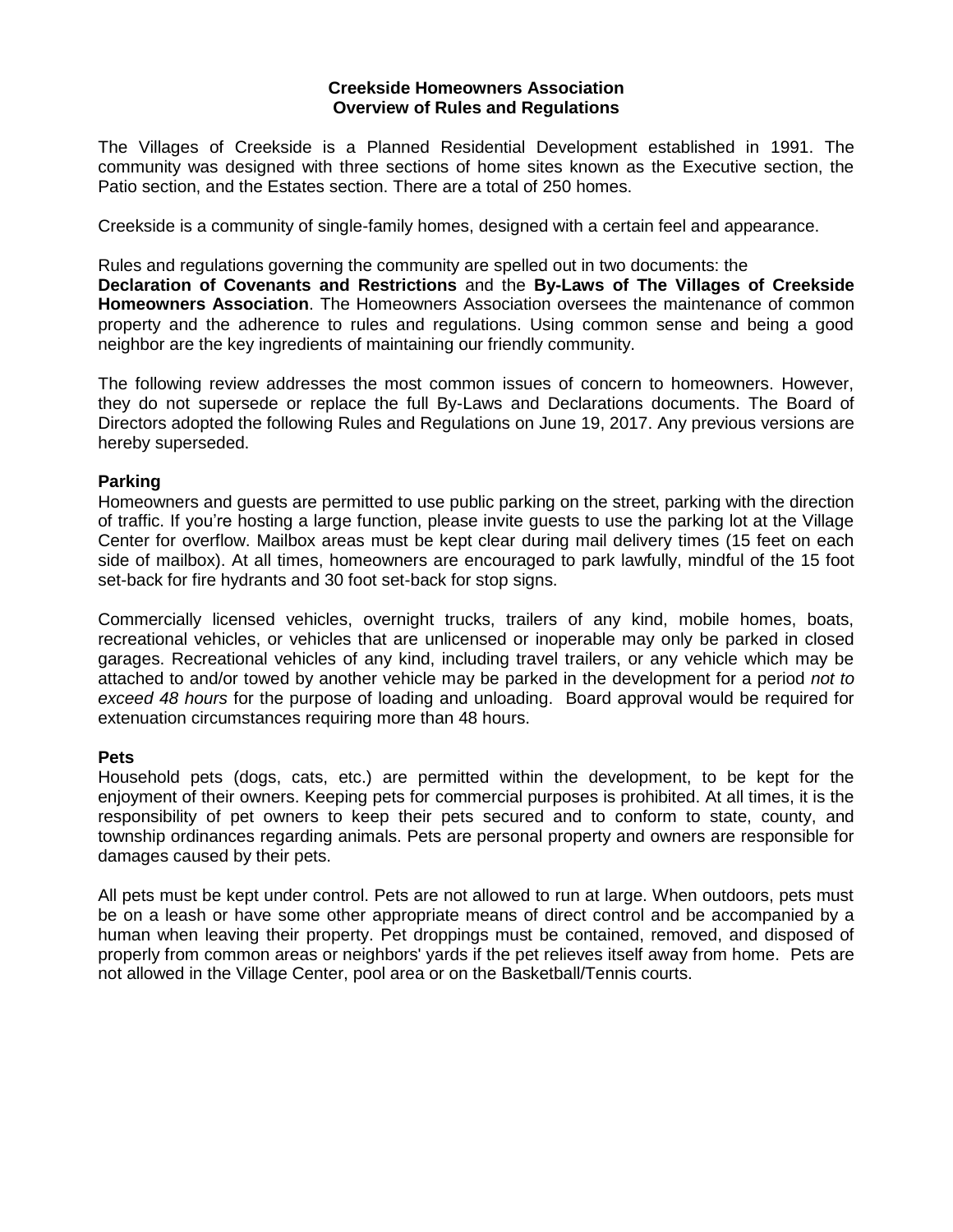# Creekside Homeowners Association
## Overview of Rules and Regulations

The Villages of Creekside is a Planned Residential Development established in 1991. The community was designed with three sections of home sites known as the Executive section, the Patio section, and the Estates section. There are a total of 250 homes.

Creekside is a community of single-family homes, designed with a certain feel and appearance.

Rules and regulations governing the community are spelled out in two documents: the **Declaration of Covenants and Restrictions** and the **By-Laws of The Villages of Creekside Homeowners Association**. The Homeowners Association oversees the maintenance of common property and the adherence to rules and regulations. Using common sense and being a good neighbor are the key ingredients of maintaining our friendly community.

The following review addresses the most common issues of concern to homeowners. However, they do not supersede or replace the full By-Laws and Declarations documents. The Board of Directors adopted the following Rules and Regulations on June 19, 2017. Any previous versions are hereby superseded.

### Parking

Homeowners and guests are permitted to use public parking on the street, parking with the direction of traffic. If you're hosting a large function, please invite guests to use the parking lot at the Village Center for overflow. Mailbox areas must be kept clear during mail delivery times (15 feet on each side of mailbox). At all times, homeowners are encouraged to park lawfully, mindful of the 15 foot set-back for fire hydrants and 30 foot set-back for stop signs.

Commercially licensed vehicles, overnight trucks, trailers of any kind, mobile homes, boats, recreational vehicles, or vehicles that are unlicensed or inoperable may only be parked in closed garages. Recreational vehicles of any kind, including travel trailers, or any vehicle which may be attached to and/or towed by another vehicle may be parked in the development for a period *not to exceed 48 hours* for the purpose of loading and unloading. Board approval would be required for extenuation circumstances requiring more than 48 hours.

### Pets

Household pets (dogs, cats, etc.) are permitted within the development, to be kept for the enjoyment of their owners. Keeping pets for commercial purposes is prohibited. At all times, it is the responsibility of pet owners to keep their pets secured and to conform to state, county, and township ordinances regarding animals. Pets are personal property and owners are responsible for damages caused by their pets.

All pets must be kept under control. Pets are not allowed to run at large. When outdoors, pets must be on a leash or have some other appropriate means of direct control and be accompanied by a human when leaving their property. Pet droppings must be contained, removed, and disposed of properly from common areas or neighbors' yards if the pet relieves itself away from home. Pets are not allowed in the Village Center, pool area or on the Basketball/Tennis courts.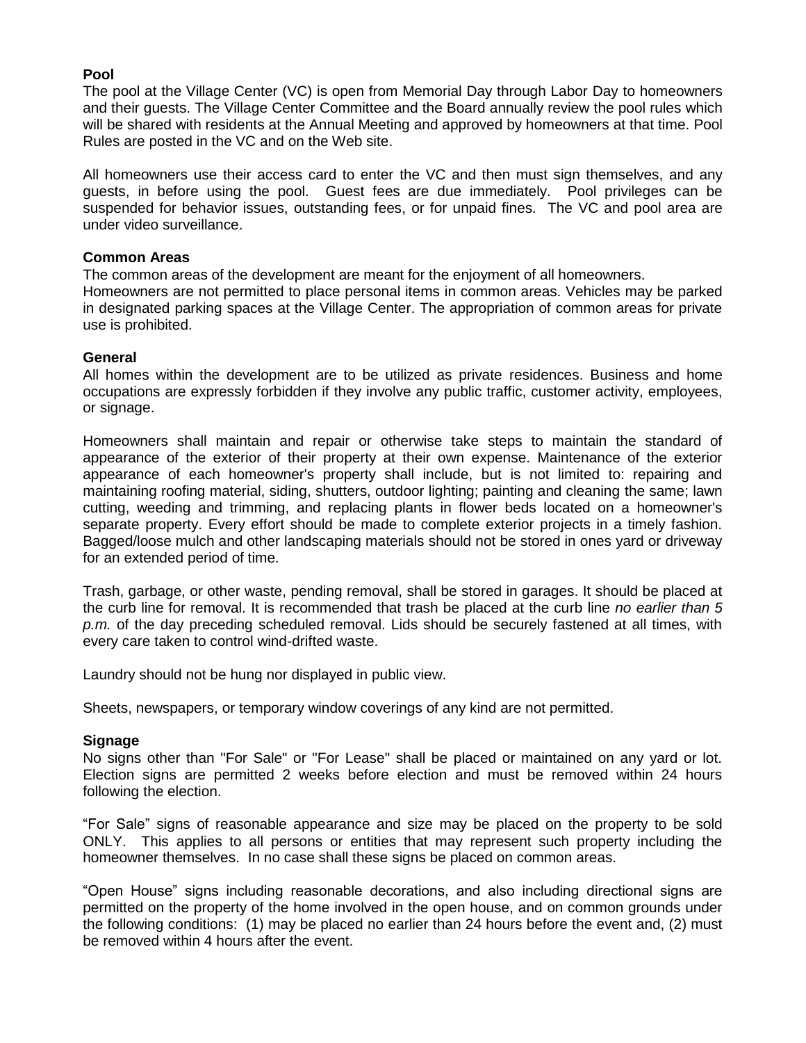**Pool**

The pool at the Village Center (VC) is open from Memorial Day through Labor Day to homeowners and their guests. The Village Center Committee and the Board annually review the pool rules which will be shared with residents at the Annual Meeting and approved by homeowners at that time. Pool Rules are posted in the VC and on the Web site.

All homeowners use their access card to enter the VC and then must sign themselves, and any guests, in before using the pool. Guest fees are due immediately. Pool privileges can be suspended for behavior issues, outstanding fees, or for unpaid fines. The VC and pool area are under video surveillance.

**Common Areas**

The common areas of the development are meant for the enjoyment of all homeowners.
Homeowners are not permitted to place personal items in common areas. Vehicles may be parked in designated parking spaces at the Village Center. The appropriation of common areas for private use is prohibited.

**General**

All homes within the development are to be utilized as private residences. Business and home occupations are expressly forbidden if they involve any public traffic, customer activity, employees, or signage.

Homeowners shall maintain and repair or otherwise take steps to maintain the standard of appearance of the exterior of their property at their own expense. Maintenance of the exterior appearance of each homeowner's property shall include, but is not limited to: repairing and maintaining roofing material, siding, shutters, outdoor lighting; painting and cleaning the same; lawn cutting, weeding and trimming, and replacing plants in flower beds located on a homeowner's separate property. Every effort should be made to complete exterior projects in a timely fashion. Bagged/loose mulch and other landscaping materials should not be stored in ones yard or driveway for an extended period of time.

Trash, garbage, or other waste, pending removal, shall be stored in garages. It should be placed at the curb line for removal. It is recommended that trash be placed at the curb line *no earlier than 5 p.m.* of the day preceding scheduled removal. Lids should be securely fastened at all times, with every care taken to control wind-drifted waste.

Laundry should not be hung nor displayed in public view.

Sheets, newspapers, or temporary window coverings of any kind are not permitted.

**Signage**

No signs other than "For Sale" or "For Lease" shall be placed or maintained on any yard or lot. Election signs are permitted 2 weeks before election and must be removed within 24 hours following the election.

"For Sale" signs of reasonable appearance and size may be placed on the property to be sold ONLY. This applies to all persons or entities that may represent such property including the homeowner themselves. In no case shall these signs be placed on common areas.

"Open House" signs including reasonable decorations, and also including directional signs are permitted on the property of the home involved in the open house, and on common grounds under the following conditions: (1) may be placed no earlier than 24 hours before the event and, (2) must be removed within 4 hours after the event.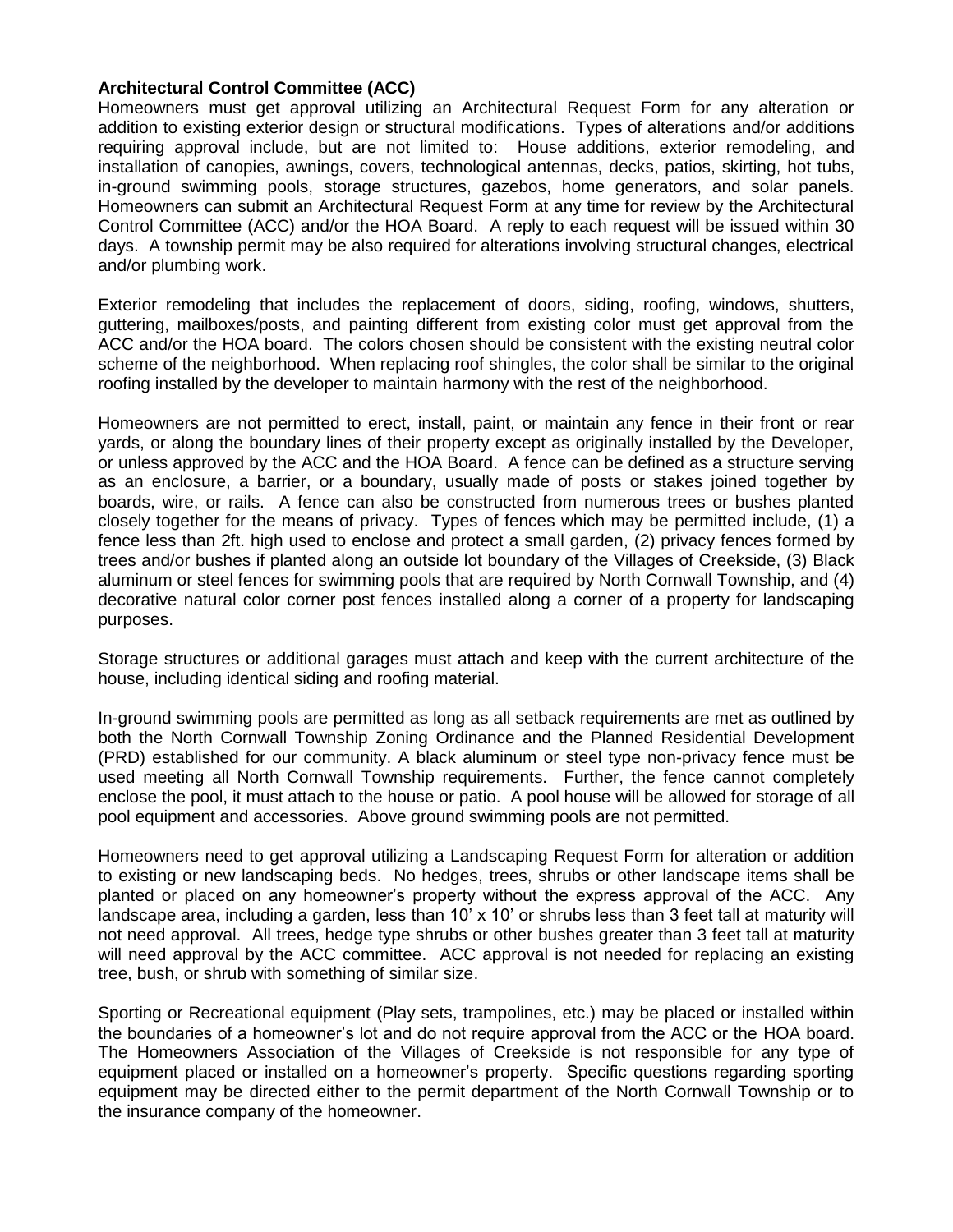**Architectural Control Committee (ACC)**

Homeowners must get approval utilizing an Architectural Request Form for any alteration or addition to existing exterior design or structural modifications. Types of alterations and/or additions requiring approval include, but are not limited to: House additions, exterior remodeling, and installation of canopies, awnings, covers, technological antennas, decks, patios, skirting, hot tubs, in-ground swimming pools, storage structures, gazebos, home generators, and solar panels. Homeowners can submit an Architectural Request Form at any time for review by the Architectural Control Committee (ACC) and/or the HOA Board. A reply to each request will be issued within 30 days. A township permit may be also required for alterations involving structural changes, electrical and/or plumbing work.

Exterior remodeling that includes the replacement of doors, siding, roofing, windows, shutters, guttering, mailboxes/posts, and painting different from existing color must get approval from the ACC and/or the HOA board. The colors chosen should be consistent with the existing neutral color scheme of the neighborhood. When replacing roof shingles, the color shall be similar to the original roofing installed by the developer to maintain harmony with the rest of the neighborhood.

Homeowners are not permitted to erect, install, paint, or maintain any fence in their front or rear yards, or along the boundary lines of their property except as originally installed by the Developer, or unless approved by the ACC and the HOA Board. A fence can be defined as a structure serving as an enclosure, a barrier, or a boundary, usually made of posts or stakes joined together by boards, wire, or rails. A fence can also be constructed from numerous trees or bushes planted closely together for the means of privacy. Types of fences which may be permitted include, (1) a fence less than 2ft. high used to enclose and protect a small garden, (2) privacy fences formed by trees and/or bushes if planted along an outside lot boundary of the Villages of Creekside, (3) Black aluminum or steel fences for swimming pools that are required by North Cornwall Township, and (4) decorative natural color corner post fences installed along a corner of a property for landscaping purposes.

Storage structures or additional garages must attach and keep with the current architecture of the house, including identical siding and roofing material.

In-ground swimming pools are permitted as long as all setback requirements are met as outlined by both the North Cornwall Township Zoning Ordinance and the Planned Residential Development (PRD) established for our community. A black aluminum or steel type non-privacy fence must be used meeting all North Cornwall Township requirements. Further, the fence cannot completely enclose the pool, it must attach to the house or patio. A pool house will be allowed for storage of all pool equipment and accessories. Above ground swimming pools are not permitted.

Homeowners need to get approval utilizing a Landscaping Request Form for alteration or addition to existing or new landscaping beds. No hedges, trees, shrubs or other landscape items shall be planted or placed on any homeowner's property without the express approval of the ACC. Any landscape area, including a garden, less than 10' x 10' or shrubs less than 3 feet tall at maturity will not need approval. All trees, hedge type shrubs or other bushes greater than 3 feet tall at maturity will need approval by the ACC committee. ACC approval is not needed for replacing an existing tree, bush, or shrub with something of similar size.

Sporting or Recreational equipment (Play sets, trampolines, etc.) may be placed or installed within the boundaries of a homeowner's lot and do not require approval from the ACC or the HOA board. The Homeowners Association of the Villages of Creekside is not responsible for any type of equipment placed or installed on a homeowner's property. Specific questions regarding sporting equipment may be directed either to the permit department of the North Cornwall Township or to the insurance company of the homeowner.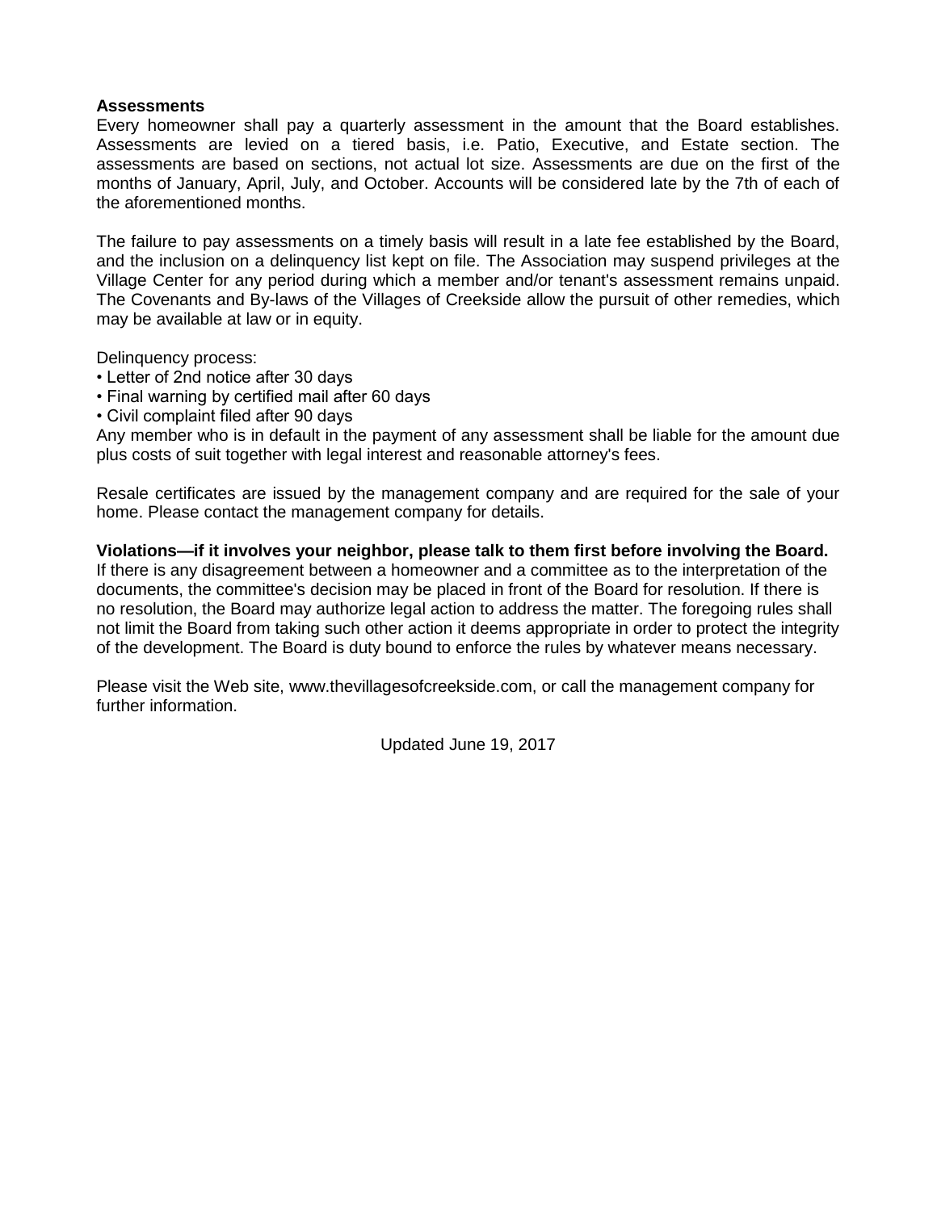**Assessments**

Every homeowner shall pay a quarterly assessment in the amount that the Board establishes. Assessments are levied on a tiered basis, i.e. Patio, Executive, and Estate section. The assessments are based on sections, not actual lot size. Assessments are due on the first of the months of January, April, July, and October. Accounts will be considered late by the 7th of each of the aforementioned months.

The failure to pay assessments on a timely basis will result in a late fee established by the Board, and the inclusion on a delinquency list kept on file. The Association may suspend privileges at the Village Center for any period during which a member and/or tenant's assessment remains unpaid. The Covenants and By-laws of the Villages of Creekside allow the pursuit of other remedies, which may be available at law or in equity.

Delinquency process:

- Letter of 2nd notice after 30 days
- Final warning by certified mail after 60 days
- Civil complaint filed after 90 days

Any member who is in default in the payment of any assessment shall be liable for the amount due plus costs of suit together with legal interest and reasonable attorney's fees.

Resale certificates are issued by the management company and are required for the sale of your home. Please contact the management company for details.

**Violations—if it involves your neighbor, please talk to them first before involving the Board.**

If there is any disagreement between a homeowner and a committee as to the interpretation of the documents, the committee's decision may be placed in front of the Board for resolution. If there is no resolution, the Board may authorize legal action to address the matter. The foregoing rules shall not limit the Board from taking such other action it deems appropriate in order to protect the integrity of the development. The Board is duty bound to enforce the rules by whatever means necessary.

Please visit the Web site, www.thevillagesofcreekside.com, or call the management company for further information.

Updated June 19, 2017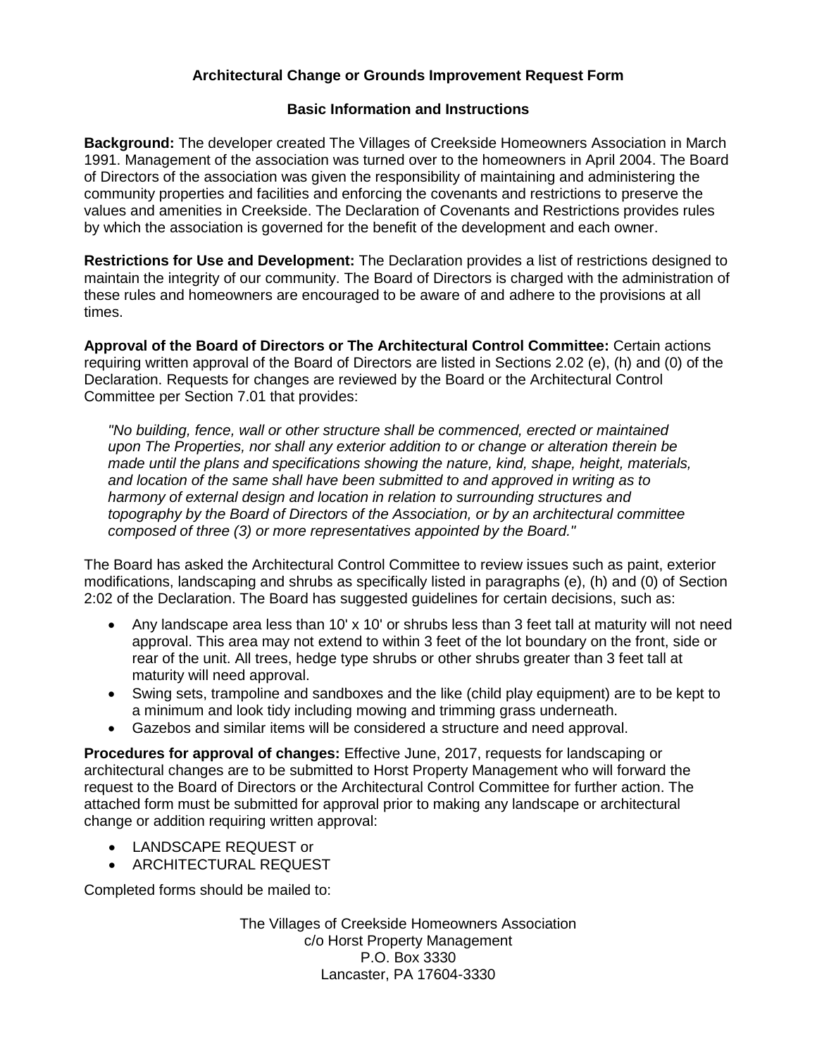## Architectural Change or Grounds Improvement Request Form

### Basic Information and Instructions

**Background:** The developer created The Villages of Creekside Homeowners Association in March 1991. Management of the association was turned over to the homeowners in April 2004. The Board of Directors of the association was given the responsibility of maintaining and administering the community properties and facilities and enforcing the covenants and restrictions to preserve the values and amenities in Creekside. The Declaration of Covenants and Restrictions provides rules by which the association is governed for the benefit of the development and each owner.

**Restrictions for Use and Development:** The Declaration provides a list of restrictions designed to maintain the integrity of our community. The Board of Directors is charged with the administration of these rules and homeowners are encouraged to be aware of and adhere to the provisions at all times.

**Approval of the Board of Directors or The Architectural Control Committee:** Certain actions requiring written approval of the Board of Directors are listed in Sections 2.02 (e), (h) and (0) of the Declaration. Requests for changes are reviewed by the Board or the Architectural Control Committee per Section 7.01 that provides:

> *"No building, fence, wall or other structure shall be commenced, erected or maintained upon The Properties, nor shall any exterior addition to or change or alteration therein be made until the plans and specifications showing the nature, kind, shape, height, materials, and location of the same shall have been submitted to and approved in writing as to harmony of external design and location in relation to surrounding structures and topography by the Board of Directors of the Association, or by an architectural committee composed of three (3) or more representatives appointed by the Board."*

The Board has asked the Architectural Control Committee to review issues such as paint, exterior modifications, landscaping and shrubs as specifically listed in paragraphs (e), (h) and (0) of Section 2:02 of the Declaration. The Board has suggested guidelines for certain decisions, such as:

- Any landscape area less than 10' x 10' or shrubs less than 3 feet tall at maturity will not need approval. This area may not extend to within 3 feet of the lot boundary on the front, side or rear of the unit. All trees, hedge type shrubs or other shrubs greater than 3 feet tall at maturity will need approval.
- Swing sets, trampoline and sandboxes and the like (child play equipment) are to be kept to a minimum and look tidy including mowing and trimming grass underneath.
- Gazebos and similar items will be considered a structure and need approval.

**Procedures for approval of changes:** Effective June, 2017, requests for landscaping or architectural changes are to be submitted to Horst Property Management who will forward the request to the Board of Directors or the Architectural Control Committee for further action. The attached form must be submitted for approval prior to making any landscape or architectural change or addition requiring written approval:

- LANDSCAPE REQUEST or
- ARCHITECTURAL REQUEST

Completed forms should be mailed to:

The Villages of Creekside Homeowners Association
c/o Horst Property Management
P.O. Box 3330
Lancaster, PA 17604-3330